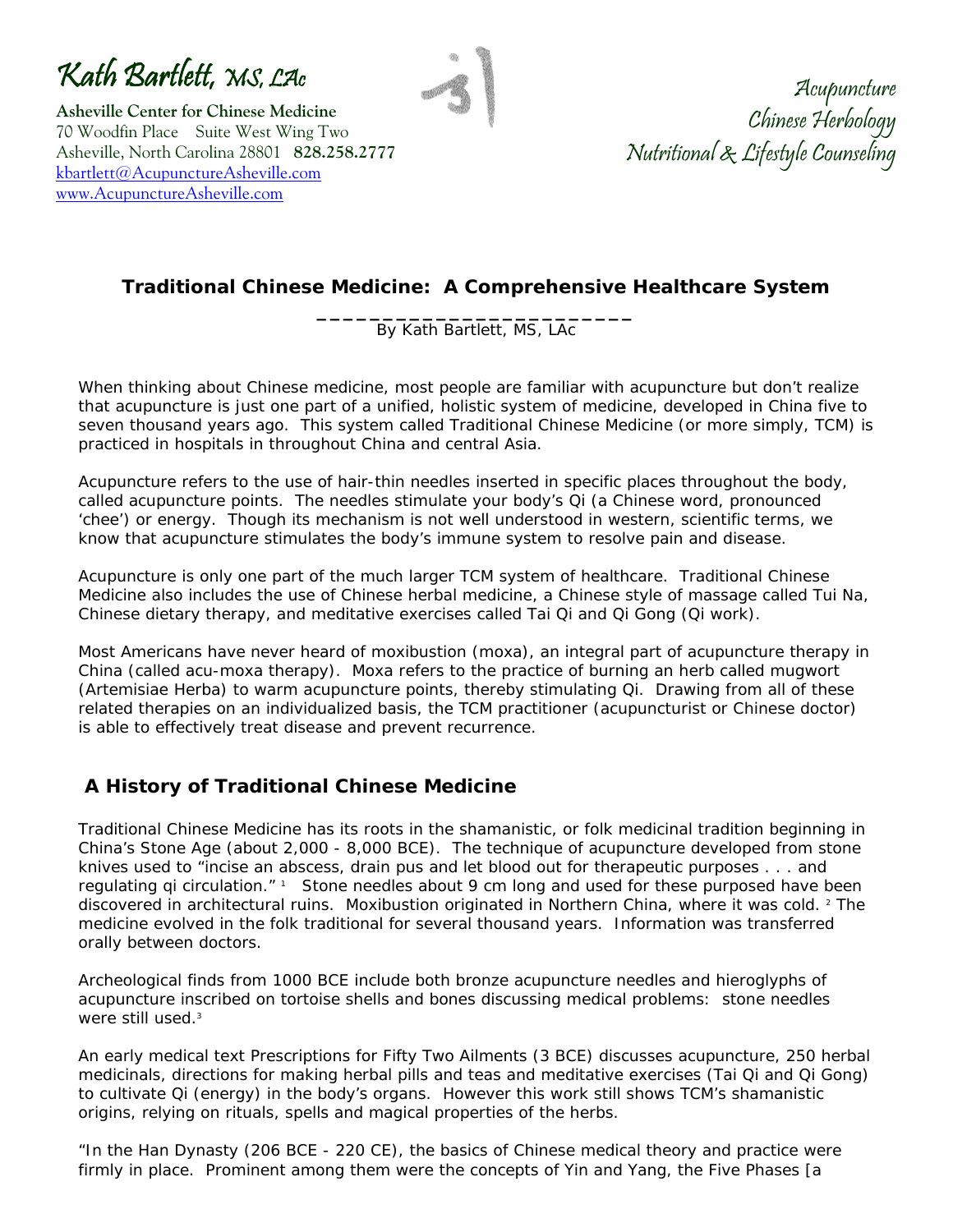Kath Bartlett, MS, LAc

**Asheville Center for Chinese Medicine**
70 Woodfin Place Suite West Wing Two
Asheville, North Carolina 28801 **828.258.2777**
kbartlett@AcupunctureAsheville.com
www.AcupunctureAsheville.com

Acupuncture
Chinese Herbology
Nutritional & Lifestyle Counseling

# Traditional Chinese Medicine: A Comprehensive Healthcare System

By Kath Bartlett, MS, LAc

When thinking about Chinese medicine, most people are familiar with acupuncture but don't realize that acupuncture is just one part of a unified, holistic system of medicine, developed in China five to seven thousand years ago. This system called Traditional Chinese Medicine (or more simply, TCM) is practiced in hospitals in throughout China and central Asia.

Acupuncture refers to the use of hair-thin needles inserted in specific places throughout the body, called acupuncture points. The needles stimulate your body's Qi (a Chinese word, pronounced 'chee') or energy. Though its mechanism is not well understood in western, scientific terms, we know that acupuncture stimulates the body's immune system to resolve pain and disease.

Acupuncture is only one part of the much larger TCM system of healthcare. Traditional Chinese Medicine also includes the use of Chinese herbal medicine, a Chinese style of massage called Tui Na, Chinese dietary therapy, and meditative exercises called Tai Qi and Qi Gong (Qi work).

Most Americans have never heard of moxibustion (moxa), an integral part of acupuncture therapy in China (called acu-moxa therapy). Moxa refers to the practice of burning an herb called mugwort (Artemisiae Herba) to warm acupuncture points, thereby stimulating Qi. Drawing from all of these related therapies on an individualized basis, the TCM practitioner (acupuncturist or Chinese doctor) is able to effectively treat disease and prevent recurrence.

## A History of Traditional Chinese Medicine

Traditional Chinese Medicine has its roots in the shamanistic, or folk medicinal tradition beginning in China's Stone Age (about 2,000 - 8,000 BCE). The technique of acupuncture developed from stone knives used to "incise an abscess, drain pus and let blood out for therapeutic purposes . . . and regulating qi circulation." [1] Stone needles about 9 cm long and used for these purposed have been discovered in architectural ruins. Moxibustion originated in Northern China, where it was cold. [2] The medicine evolved in the folk traditional for several thousand years. Information was transferred orally between doctors.

Archeological finds from 1000 BCE include both bronze acupuncture needles and hieroglyphs of acupuncture inscribed on tortoise shells and bones discussing medical problems: stone needles were still used.[3]

An early medical text Prescriptions for Fifty Two Ailments (3 BCE) discusses acupuncture, 250 herbal medicinals, directions for making herbal pills and teas and meditative exercises (Tai Qi and Qi Gong) to cultivate Qi (energy) in the body's organs. However this work still shows TCM's shamanistic origins, relying on rituals, spells and magical properties of the herbs.

"In the Han Dynasty (206 BCE - 220 CE), the basics of Chinese medical theory and practice were firmly in place. Prominent among them were the concepts of Yin and Yang, the Five Phases [a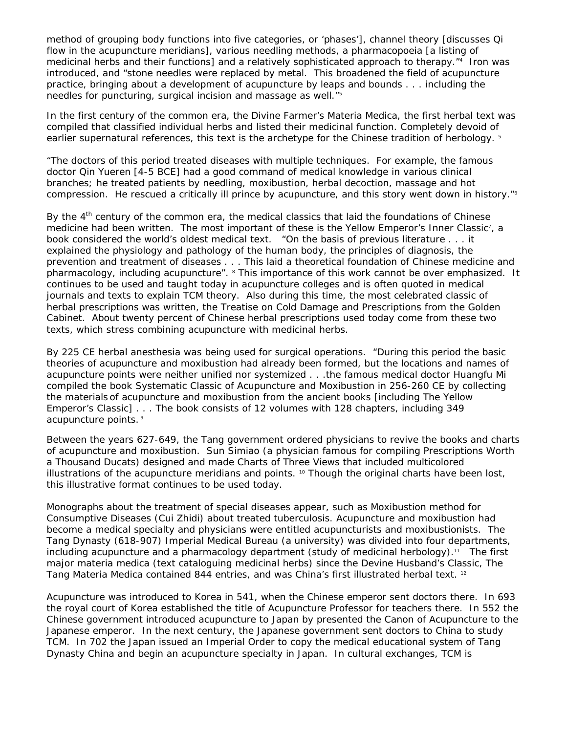method of grouping body functions into five categories, or 'phases'], channel theory [discusses Qi flow in the acupuncture meridians], various needling methods, a pharmacopoeia [a listing of medicinal herbs and their functions] and a relatively sophisticated approach to therapy."[4] Iron was introduced, and "stone needles were replaced by metal. This broadened the field of acupuncture practice, bringing about a development of acupuncture by leaps and bounds . . . including the needles for puncturing, surgical incision and massage as well."[5]

In the first century of the common era, the Divine Farmer's Materia Medica, the first herbal text was compiled that classified individual herbs and listed their medicinal function. Completely devoid of earlier supernatural references, this text is the archetype for the Chinese tradition of herbology. [5]

"The doctors of this period treated diseases with multiple techniques. For example, the famous doctor Qin Yueren [4-5 BCE] had a good command of medical knowledge in various clinical branches; he treated patients by needling, moxibustion, herbal decoction, massage and hot compression. He rescued a critically ill prince by acupuncture, and this story went down in history."[6]

By the 4th century of the common era, the medical classics that laid the foundations of Chinese medicine had been written. The most important of these is the Yellow Emperor's Inner Classic[7], a book considered the world's oldest medical text. "On the basis of previous literature . . . it explained the physiology and pathology of the human body, the principles of diagnosis, the prevention and treatment of diseases . . . This laid a theoretical foundation of Chinese medicine and pharmacology, including acupuncture". [8] This importance of this work cannot be over emphasized. It continues to be used and taught today in acupuncture colleges and is often quoted in medical journals and texts to explain TCM theory. Also during this time, the most celebrated classic of herbal prescriptions was written, the Treatise on Cold Damage and Prescriptions from the Golden Cabinet. About twenty percent of Chinese herbal prescriptions used today come from these two texts, which stress combining acupuncture with medicinal herbs.

By 225 CE herbal anesthesia was being used for surgical operations. "During this period the basic theories of acupuncture and moxibustion had already been formed, but the locations and names of acupuncture points were neither unified nor systemized . . .the famous medical doctor Huangfu Mi compiled the book Systematic Classic of Acupuncture and Moxibustion in 256-260 CE by collecting the materials of acupuncture and moxibustion from the ancient books [including The Yellow Emperor's Classic] . . . The book consists of 12 volumes with 128 chapters, including 349 acupuncture points. [9]

Between the years 627-649, the Tang government ordered physicians to revive the books and charts of acupuncture and moxibustion. Sun Simiao (a physician famous for compiling Prescriptions Worth a Thousand Ducats) designed and made Charts of Three Views that included multicolored illustrations of the acupuncture meridians and points. [10] Though the original charts have been lost, this illustrative format continues to be used today.

Monographs about the treatment of special diseases appear, such as Moxibustion method for Consumptive Diseases (Cui Zhidi) about treated tuberculosis. Acupuncture and moxibustion had become a medical specialty and physicians were entitled acupuncturists and moxibustionists. The Tang Dynasty (618-907) Imperial Medical Bureau (a university) was divided into four departments, including acupuncture and a pharmacology department (study of medicinal herbology).[11] The first major materia medica (text cataloguing medicinal herbs) since the Devine Husband's Classic, The Tang Materia Medica contained 844 entries, and was China's first illustrated herbal text. [12]

Acupuncture was introduced to Korea in 541, when the Chinese emperor sent doctors there. In 693 the royal court of Korea established the title of Acupuncture Professor for teachers there. In 552 the Chinese government introduced acupuncture to Japan by presented the Canon of Acupuncture to the Japanese emperor. In the next century, the Japanese government sent doctors to China to study TCM. In 702 the Japan issued an Imperial Order to copy the medical educational system of Tang Dynasty China and begin an acupuncture specialty in Japan. In cultural exchanges, TCM is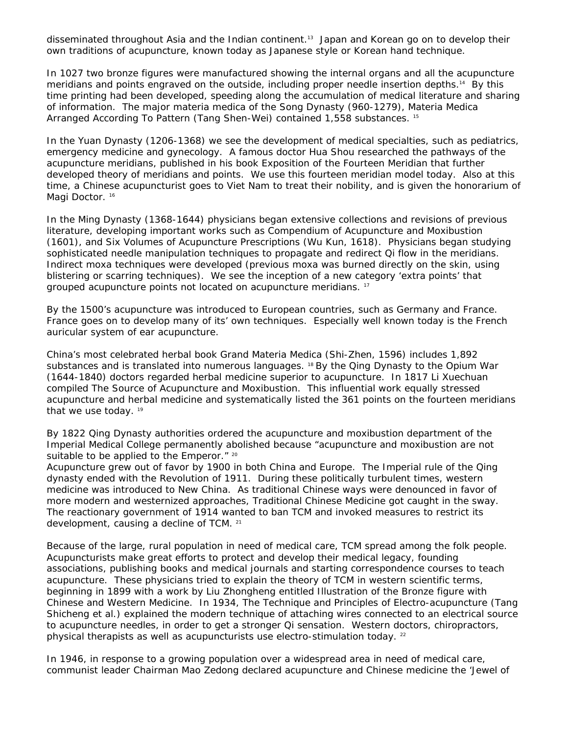disseminated throughout Asia and the Indian continent.[13] Japan and Korean go on to develop their own traditions of acupuncture, known today as Japanese style or Korean hand technique.

In 1027 two bronze figures were manufactured showing the internal organs and all the acupuncture meridians and points engraved on the outside, including proper needle insertion depths.[14] By this time printing had been developed, speeding along the accumulation of medical literature and sharing of information. The major materia medica of the Song Dynasty (960-1279), Materia Medica Arranged According To Pattern (Tang Shen-Wei) contained 1,558 substances. [15]

In the Yuan Dynasty (1206-1368) we see the development of medical specialties, such as pediatrics, emergency medicine and gynecology. A famous doctor Hua Shou researched the pathways of the acupuncture meridians, published in his book Exposition of the Fourteen Meridian that further developed theory of meridians and points. We use this fourteen meridian model today. Also at this time, a Chinese acupuncturist goes to Viet Nam to treat their nobility, and is given the honorarium of Magi Doctor. [16]

In the Ming Dynasty (1368-1644) physicians began extensive collections and revisions of previous literature, developing important works such as Compendium of Acupuncture and Moxibustion (1601), and Six Volumes of Acupuncture Prescriptions (Wu Kun, 1618). Physicians began studying sophisticated needle manipulation techniques to propagate and redirect Qi flow in the meridians. Indirect moxa techniques were developed (previous moxa was burned directly on the skin, using blistering or scarring techniques). We see the inception of a new category 'extra points' that grouped acupuncture points not located on acupuncture meridians. [17]

By the 1500's acupuncture was introduced to European countries, such as Germany and France. France goes on to develop many of its' own techniques. Especially well known today is the French auricular system of ear acupuncture.

China's most celebrated herbal book Grand Materia Medica (Shi-Zhen, 1596) includes 1,892 substances and is translated into numerous languages. [18] By the Qing Dynasty to the Opium War (1644-1840) doctors regarded herbal medicine superior to acupuncture. In 1817 Li Xuechuan compiled The Source of Acupuncture and Moxibustion. This influential work equally stressed acupuncture and herbal medicine and systematically listed the 361 points on the fourteen meridians that we use today. [19]

By 1822 Qing Dynasty authorities ordered the acupuncture and moxibustion department of the Imperial Medical College permanently abolished because "acupuncture and moxibustion are not suitable to be applied to the Emperor." [20]
Acupuncture grew out of favor by 1900 in both China and Europe. The Imperial rule of the Qing dynasty ended with the Revolution of 1911. During these politically turbulent times, western medicine was introduced to New China. As traditional Chinese ways were denounced in favor of more modern and westernized approaches, Traditional Chinese Medicine got caught in the sway. The reactionary government of 1914 wanted to ban TCM and invoked measures to restrict its development, causing a decline of TCM. [21]

Because of the large, rural population in need of medical care, TCM spread among the folk people. Acupuncturists make great efforts to protect and develop their medical legacy, founding associations, publishing books and medical journals and starting correspondence courses to teach acupuncture. These physicians tried to explain the theory of TCM in western scientific terms, beginning in 1899 with a work by Liu Zhongheng entitled Illustration of the Bronze figure with Chinese and Western Medicine. In 1934, The Technique and Principles of Electro-acupuncture (Tang Shicheng et al.) explained the modern technique of attaching wires connected to an electrical source to acupuncture needles, in order to get a stronger Qi sensation. Western doctors, chiropractors, physical therapists as well as acupuncturists use electro-stimulation today. [22]

In 1946, in response to a growing population over a widespread area in need of medical care, communist leader Chairman Mao Zedong declared acupuncture and Chinese medicine the 'Jewel of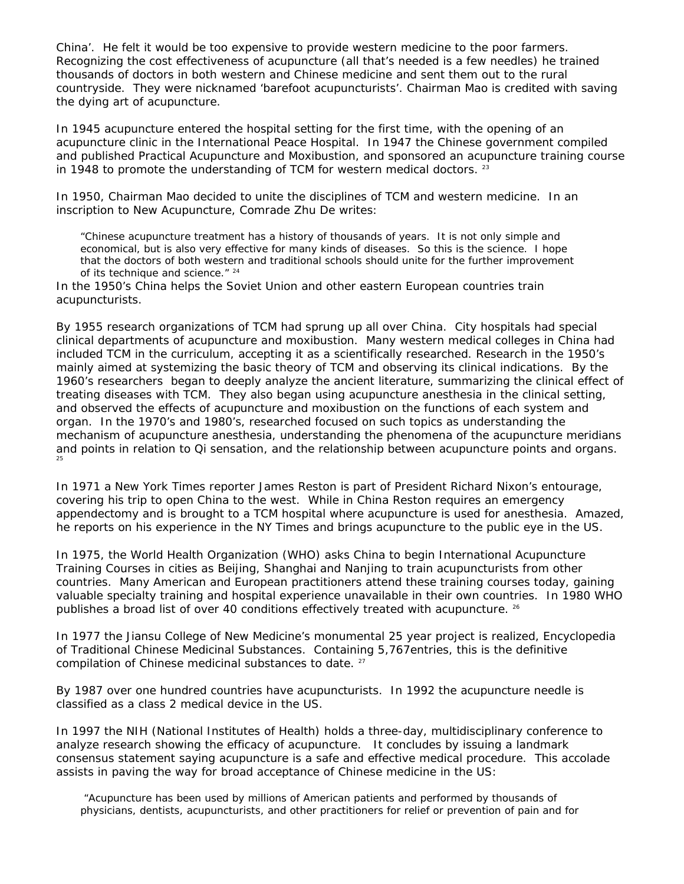China'. He felt it would be too expensive to provide western medicine to the poor farmers. Recognizing the cost effectiveness of acupuncture (all that's needed is a few needles) he trained thousands of doctors in both western and Chinese medicine and sent them out to the rural countryside. They were nicknamed 'barefoot acupuncturists'. Chairman Mao is credited with saving the dying art of acupuncture.

In 1945 acupuncture entered the hospital setting for the first time, with the opening of an acupuncture clinic in the International Peace Hospital. In 1947 the Chinese government compiled and published Practical Acupuncture and Moxibustion, and sponsored an acupuncture training course in 1948 to promote the understanding of TCM for western medical doctors. [23]

In 1950, Chairman Mao decided to unite the disciplines of TCM and western medicine. In an inscription to New Acupuncture, Comrade Zhu De writes:

> "Chinese acupuncture treatment has a history of thousands of years. It is not only simple and economical, but is also very effective for many kinds of diseases. So this is the science. I hope that the doctors of both western and traditional schools should unite for the further improvement of its technique and science." [24]

In the 1950's China helps the Soviet Union and other eastern European countries train acupuncturists.

By 1955 research organizations of TCM had sprung up all over China. City hospitals had special clinical departments of acupuncture and moxibustion. Many western medical colleges in China had included TCM in the curriculum, accepting it as a scientifically researched. Research in the 1950's mainly aimed at systemizing the basic theory of TCM and observing its clinical indications. By the 1960's researchers began to deeply analyze the ancient literature, summarizing the clinical effect of treating diseases with TCM. They also began using acupuncture anesthesia in the clinical setting, and observed the effects of acupuncture and moxibustion on the functions of each system and organ. In the 1970's and 1980's, researched focused on such topics as understanding the mechanism of acupuncture anesthesia, understanding the phenomena of the acupuncture meridians and points in relation to Qi sensation, and the relationship between acupuncture points and organs. [25]

In 1971 a New York Times reporter James Reston is part of President Richard Nixon's entourage, covering his trip to open China to the west. While in China Reston requires an emergency appendectomy and is brought to a TCM hospital where acupuncture is used for anesthesia. Amazed, he reports on his experience in the NY Times and brings acupuncture to the public eye in the US.

In 1975, the World Health Organization (WHO) asks China to begin International Acupuncture Training Courses in cities as Beijing, Shanghai and Nanjing to train acupuncturists from other countries. Many American and European practitioners attend these training courses today, gaining valuable specialty training and hospital experience unavailable in their own countries. In 1980 WHO publishes a broad list of over 40 conditions effectively treated with acupuncture. [26]

In 1977 the Jiansu College of New Medicine's monumental 25 year project is realized, Encyclopedia of Traditional Chinese Medicinal Substances. Containing 5,767entries, this is the definitive compilation of Chinese medicinal substances to date. [27]

By 1987 over one hundred countries have acupuncturists. In 1992 the acupuncture needle is classified as a class 2 medical device in the US.

In 1997 the NIH (National Institutes of Health) holds a three-day, multidisciplinary conference to analyze research showing the efficacy of acupuncture. It concludes by issuing a landmark consensus statement saying acupuncture is a safe and effective medical procedure. This accolade assists in paving the way for broad acceptance of Chinese medicine in the US:

> "Acupuncture has been used by millions of American patients and performed by thousands of physicians, dentists, acupuncturists, and other practitioners for relief or prevention of pain and for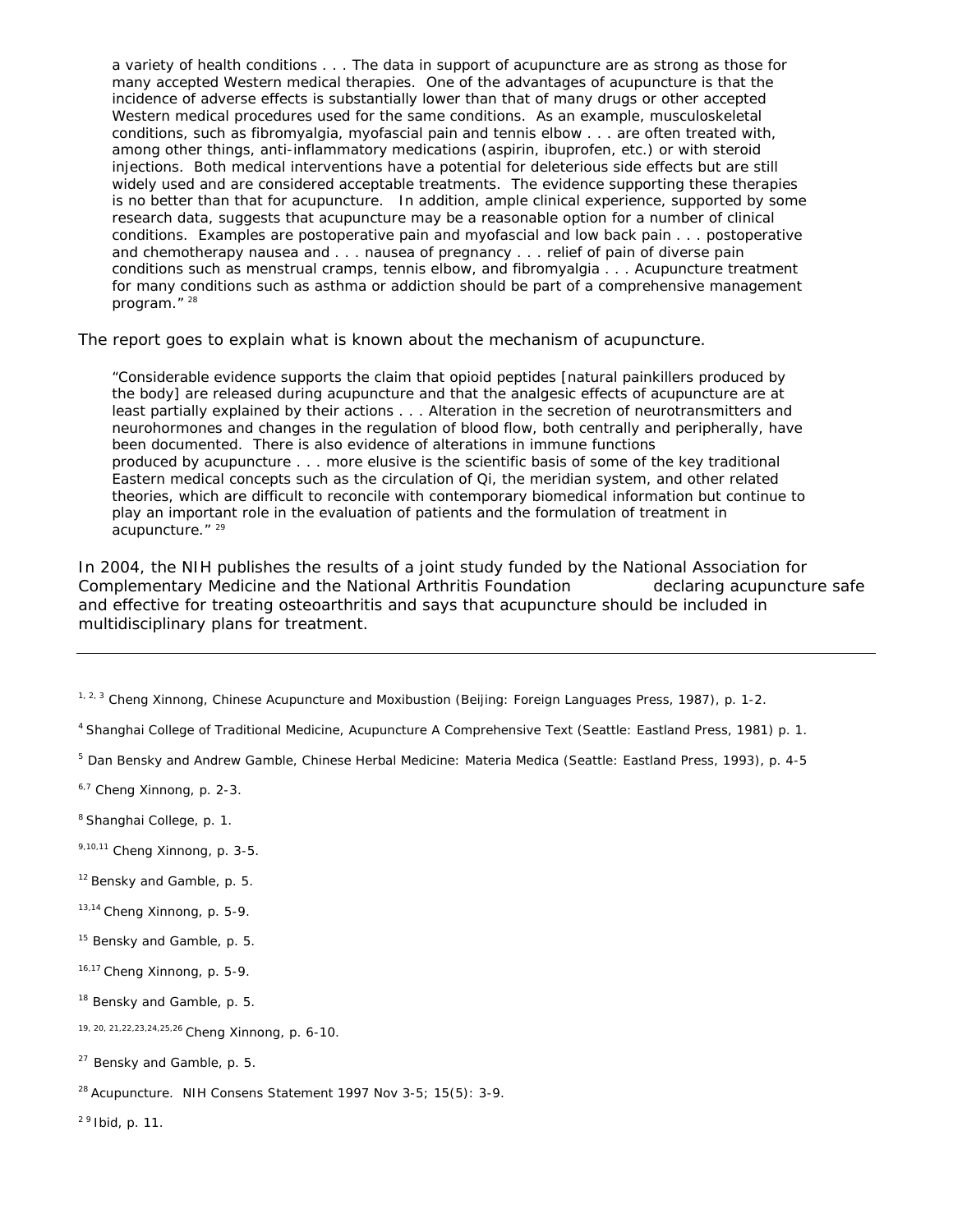> a variety of health conditions . . . The data in support of acupuncture are as strong as those for many accepted Western medical therapies. One of the advantages of acupuncture is that the incidence of adverse effects is substantially lower than that of many drugs or other accepted Western medical procedures used for the same conditions. As an example, musculoskeletal conditions, such as fibromyalgia, myofascial pain and tennis elbow . . . are often treated with, among other things, anti-inflammatory medications (aspirin, ibuprofen, etc.) or with steroid injections. Both medical interventions have a potential for deleterious side effects but are still widely used and are considered acceptable treatments. The evidence supporting these therapies is no better than that for acupuncture. In addition, ample clinical experience, supported by some research data, suggests that acupuncture may be a reasonable option for a number of clinical conditions. Examples are postoperative pain and myofascial and low back pain . . . postoperative and chemotherapy nausea and . . . nausea of pregnancy . . . relief of pain of diverse pain conditions such as menstrual cramps, tennis elbow, and fibromyalgia . . . Acupuncture treatment for many conditions such as asthma or addiction should be part of a comprehensive management program." [28]

The report goes to explain what is known about the mechanism of acupuncture.

> "Considerable evidence supports the claim that opioid peptides [natural painkillers produced by the body] are released during acupuncture and that the analgesic effects of acupuncture are at least partially explained by their actions . . . Alteration in the secretion of neurotransmitters and neurohormones and changes in the regulation of blood flow, both centrally and peripherally, have been documented. There is also evidence of alterations in immune functions produced by acupuncture . . . more elusive is the scientific basis of some of the key traditional Eastern medical concepts such as the circulation of Qi, the meridian system, and other related theories, which are difficult to reconcile with contemporary biomedical information but continue to play an important role in the evaluation of patients and the formulation of treatment in acupuncture." [29]

In 2004, the NIH publishes the results of a joint study funded by the National Association for Complementary Medicine and the National Arthritis Foundation declaring acupuncture safe and effective for treating osteoarthritis and says that acupuncture should be included in multidisciplinary plans for treatment.

---

[1, 2, 3] Cheng Xinnong, Chinese Acupuncture and Moxibustion (Beijing: Foreign Languages Press, 1987), p. 1-2.

[4] Shanghai College of Traditional Medicine, Acupuncture A Comprehensive Text (Seattle: Eastland Press, 1981) p. 1.

[5] Dan Bensky and Andrew Gamble, Chinese Herbal Medicine: Materia Medica (Seattle: Eastland Press, 1993), p. 4-5

[6,7] Cheng Xinnong, p. 2-3.

[8] Shanghai College, p. 1.

[9,10,11] Cheng Xinnong, p. 3-5.

[12] Bensky and Gamble, p. 5.

[13,14] Cheng Xinnong, p. 5-9.

[15] Bensky and Gamble, p. 5.

[16,17] Cheng Xinnong, p. 5-9.

[18] Bensky and Gamble, p. 5.

[19, 20, 21,22,23,24,25,26] Cheng Xinnong, p. 6-10.

[27] Bensky and Gamble, p. 5.

[28] Acupuncture. NIH Consens Statement 1997 Nov 3-5; 15(5): 3-9.

[29] Ibid, p. 11.